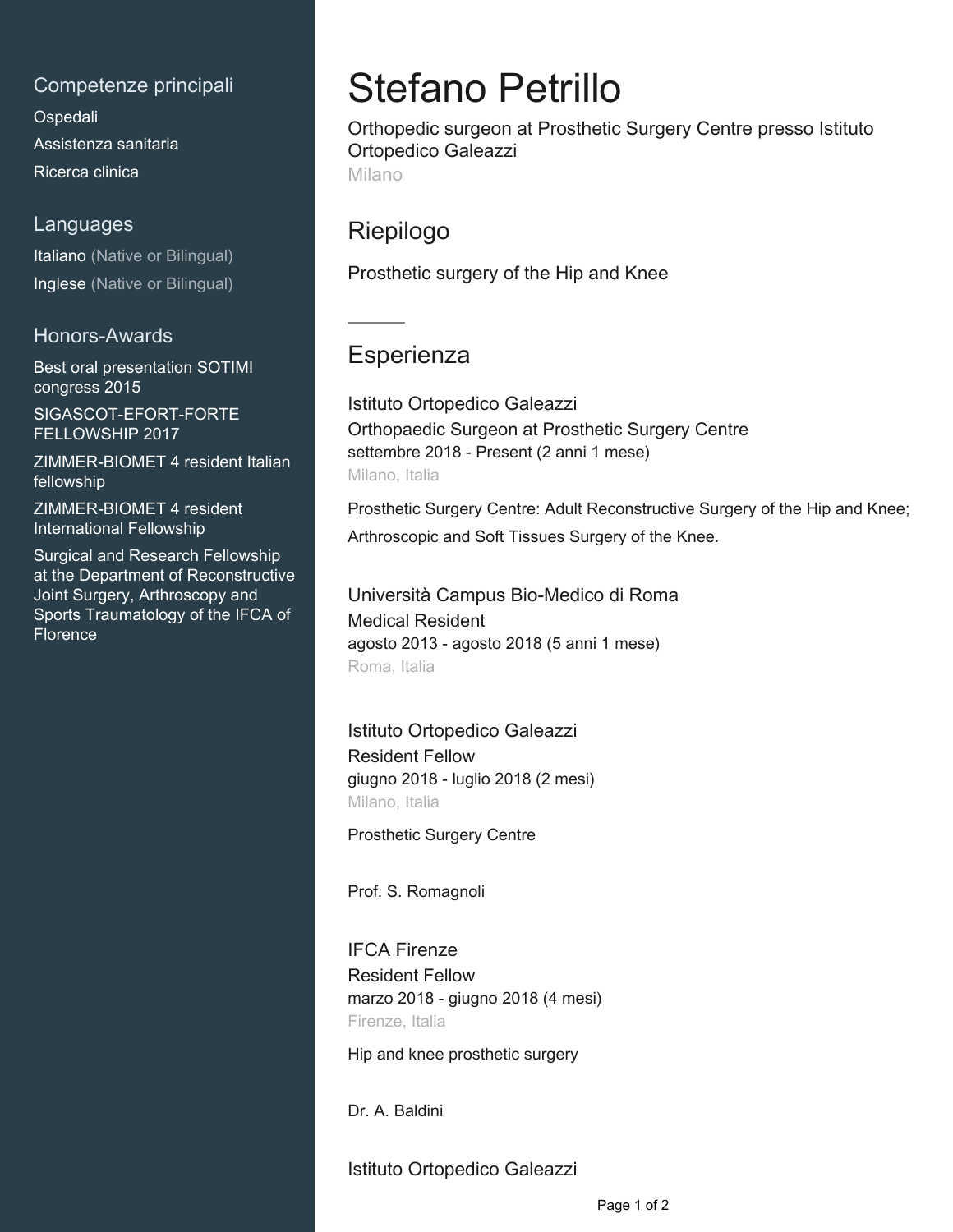## Competenze principali

Ospedali

Assistenza sanitaria

Ricerca clinica

## Languages

Italiano (Native or Bilingual)

Inglese (Native or Bilingual)

## Honors-Awards

Best oral presentation SOTIMI congress 2015

SIGASCOT-EFORT-FORTE FELLOWSHIP 2017

ZIMMER-BIOMET 4 resident Italian fellowship

ZIMMER-BIOMET 4 resident International Fellowship

Surgical and Research Fellowship at the Department of Reconstructive Joint Surgery, Arthroscopy and Sports Traumatology of the IFCA of Florence

# Stefano Petrillo

Orthopedic surgeon at Prosthetic Surgery Centre presso Istituto Ortopedico Galeazzi

Milano

## Riepilogo

Prosthetic surgery of the Hip and Knee

## Esperienza

### Istituto Ortopedico Galeazzi

Orthopaedic Surgeon at Prosthetic Surgery Centre

settembre 2018 - Present (2 anni 1 mese)

Milano, Italia

Prosthetic Surgery Centre: Adult Reconstructive Surgery of the Hip and Knee;

Arthroscopic and Soft Tissues Surgery of the Knee.

### Università Campus Bio-Medico di Roma

Medical Resident

agosto 2013 - agosto 2018 (5 anni 1 mese)

Roma, Italia

### Istituto Ortopedico Galeazzi

Resident Fellow

giugno 2018 - luglio 2018 (2 mesi)

Milano, Italia

Prosthetic Surgery Centre

Prof. S. Romagnoli

### IFCA Firenze

Resident Fellow

marzo 2018 - giugno 2018 (4 mesi)

Firenze, Italia

Hip and knee prosthetic surgery

Dr. A. Baldini

### Istituto Ortopedico Galeazzi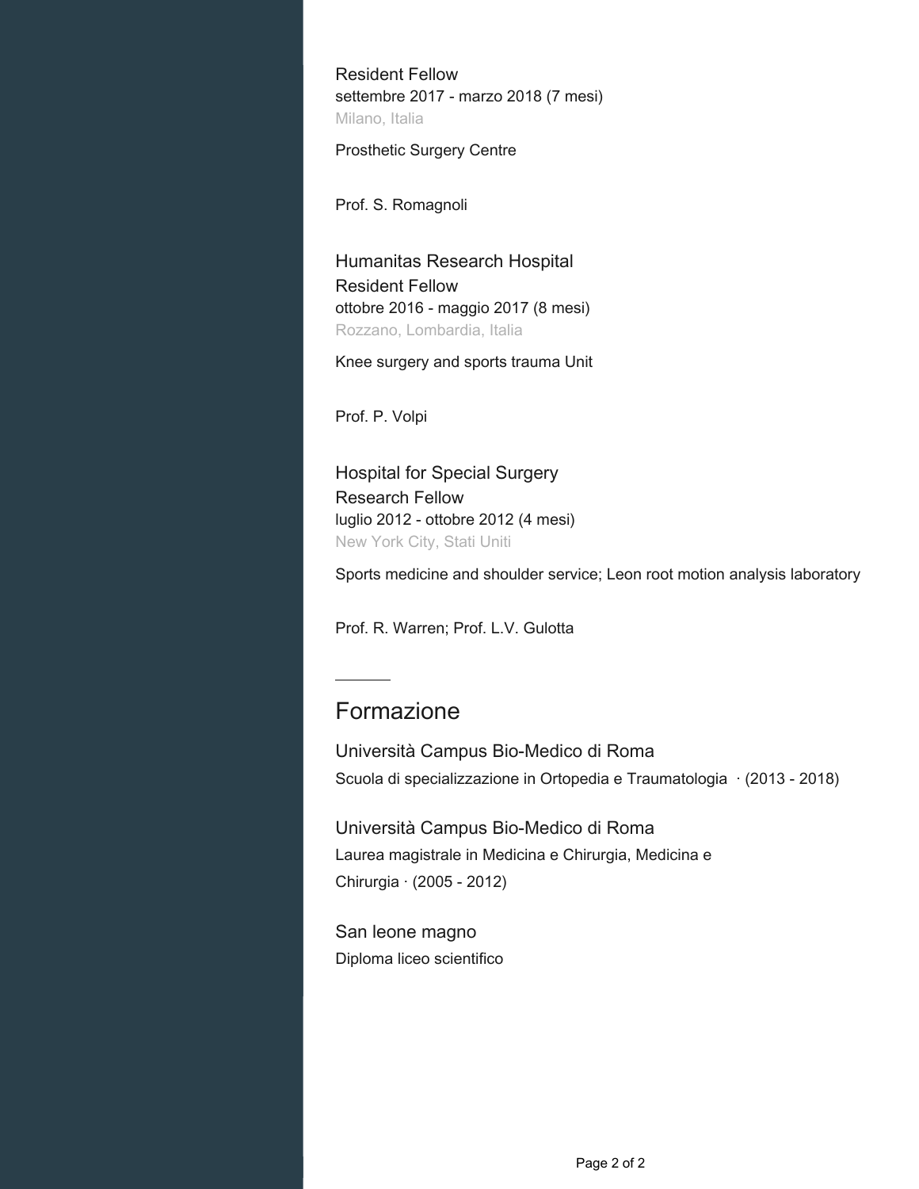Resident Fellow
settembre 2017 - marzo 2018 (7 mesi)
Milano, Italia

Prosthetic Surgery Centre

Prof. S. Romagnoli

Humanitas Research Hospital
Resident Fellow
ottobre 2016 - maggio 2017 (8 mesi)
Rozzano, Lombardia, Italia

Knee surgery and sports trauma Unit

Prof. P. Volpi

Hospital for Special Surgery
Research Fellow
luglio 2012 - ottobre 2012 (4 mesi)
New York City, Stati Uniti

Sports medicine and shoulder service; Leon root motion analysis laboratory

Prof. R. Warren; Prof. L.V. Gulotta

## Formazione

Università Campus Bio-Medico di Roma
Scuola di specializzazione in Ortopedia e Traumatologia · (2013 - 2018)

Università Campus Bio-Medico di Roma
Laurea magistrale in Medicina e Chirurgia, Medicina e Chirurgia · (2005 - 2012)

San leone magno
Diploma liceo scientifico